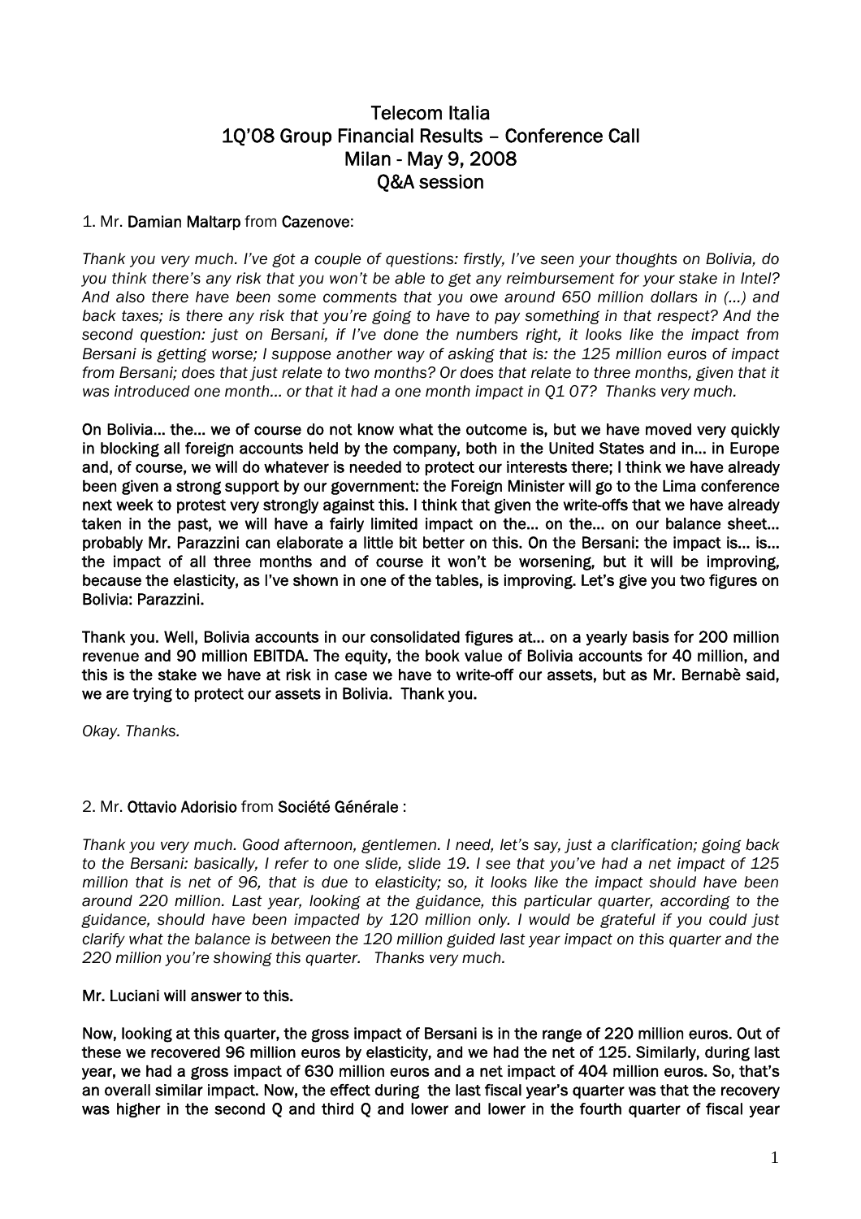# Telecom Italia
## 1Q'08 Group Financial Results – Conference Call
## Milan - May 9, 2008
## Q&A session

1. Mr. **Damian Maltarp** from **Cazenove**:

*Thank you very much. I've got a couple of questions: firstly, I've seen your thoughts on Bolivia, do you think there's any risk that you won't be able to get any reimbursement for your stake in Intel? And also there have been some comments that you owe around 650 million dollars in (…) and back taxes; is there any risk that you're going to have to pay something in that respect? And the second question: just on Bersani, if I've done the numbers right, it looks like the impact from Bersani is getting worse; I suppose another way of asking that is: the 125 million euros of impact from Bersani; does that just relate to two months? Or does that relate to three months, given that it was introduced one month… or that it had a one month impact in Q1 07? Thanks very much.*

**On Bolivia… the… we of course do not know what the outcome is, but we have moved very quickly in blocking all foreign accounts held by the company, both in the United States and in… in Europe and, of course, we will do whatever is needed to protect our interests there; I think we have already been given a strong support by our government: the Foreign Minister will go to the Lima conference next week to protest very strongly against this. I think that given the write-offs that we have already taken in the past, we will have a fairly limited impact on the… on the… on our balance sheet… probably Mr. Parazzini can elaborate a little bit better on this. On the Bersani: the impact is… is… the impact of all three months and of course it won't be worsening, but it will be improving, because the elasticity, as I've shown in one of the tables, is improving. Let's give you two figures on Bolivia: Parazzini.**

**Thank you. Well, Bolivia accounts in our consolidated figures at… on a yearly basis for 200 million revenue and 90 million EBITDA. The equity, the book value of Bolivia accounts for 40 million, and this is the stake we have at risk in case we have to write-off our assets, but as Mr. Bernabè said, we are trying to protect our assets in Bolivia. Thank you.**

*Okay. Thanks.*

2. Mr. **Ottavio Adorisio** from **Société Générale** :

*Thank you very much. Good afternoon, gentlemen. I need, let's say, just a clarification; going back to the Bersani: basically, I refer to one slide, slide 19. I see that you've had a net impact of 125 million that is net of 96, that is due to elasticity; so, it looks like the impact should have been around 220 million. Last year, looking at the guidance, this particular quarter, according to the guidance, should have been impacted by 120 million only. I would be grateful if you could just clarify what the balance is between the 120 million guided last year impact on this quarter and the 220 million you're showing this quarter. Thanks very much.*

**Mr. Luciani will answer to this.**

**Now, looking at this quarter, the gross impact of Bersani is in the range of 220 million euros. Out of these we recovered 96 million euros by elasticity, and we had the net of 125. Similarly, during last year, we had a gross impact of 630 million euros and a net impact of 404 million euros. So, that's an overall similar impact. Now, the effect during the last fiscal year's quarter was that the recovery was higher in the second Q and third Q and lower and lower in the fourth quarter of fiscal year**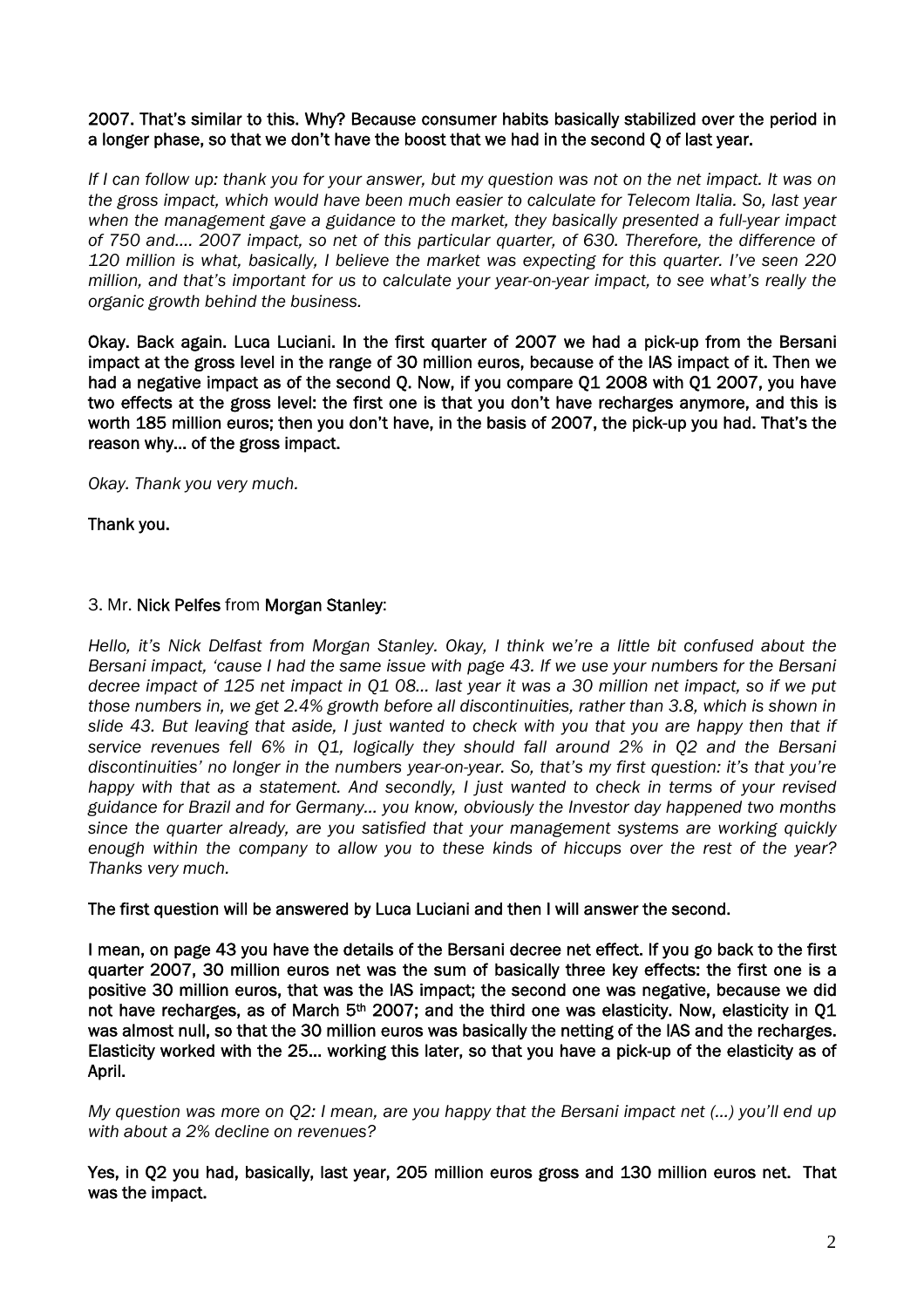**2007. That's similar to this. Why? Because consumer habits basically stabilized over the period in a longer phase, so that we don't have the boost that we had in the second Q of last year.**

*If I can follow up: thank you for your answer, but my question was not on the net impact. It was on the gross impact, which would have been much easier to calculate for Telecom Italia. So, last year when the management gave a guidance to the market, they basically presented a full-year impact of 750 and…. 2007 impact, so net of this particular quarter, of 630. Therefore, the difference of 120 million is what, basically, I believe the market was expecting for this quarter. I've seen 220 million, and that's important for us to calculate your year-on-year impact, to see what's really the organic growth behind the business.*

**Okay. Back again. Luca Luciani. In the first quarter of 2007 we had a pick-up from the Bersani impact at the gross level in the range of 30 million euros, because of the IAS impact of it. Then we had a negative impact as of the second Q. Now, if you compare Q1 2008 with Q1 2007, you have two effects at the gross level: the first one is that you don't have recharges anymore, and this is worth 185 million euros; then you don't have, in the basis of 2007, the pick-up you had. That's the reason why… of the gross impact.**

*Okay. Thank you very much.*

**Thank you.**

3. Mr. **Nick Pelfes** from **Morgan Stanley**:

*Hello, it's Nick Delfast from Morgan Stanley. Okay, I think we're a little bit confused about the Bersani impact, 'cause I had the same issue with page 43. If we use your numbers for the Bersani decree impact of 125 net impact in Q1 08… last year it was a 30 million net impact, so if we put those numbers in, we get 2.4% growth before all discontinuities, rather than 3.8, which is shown in slide 43. But leaving that aside, I just wanted to check with you that you are happy then that if service revenues fell 6% in Q1, logically they should fall around 2% in Q2 and the Bersani discontinuities' no longer in the numbers year-on-year. So, that's my first question: it's that you're happy with that as a statement. And secondly, I just wanted to check in terms of your revised guidance for Brazil and for Germany… you know, obviously the Investor day happened two months since the quarter already, are you satisfied that your management systems are working quickly enough within the company to allow you to these kinds of hiccups over the rest of the year? Thanks very much.*

**The first question will be answered by Luca Luciani and then I will answer the second.**

**I mean, on page 43 you have the details of the Bersani decree net effect. If you go back to the first quarter 2007, 30 million euros net was the sum of basically three key effects: the first one is a positive 30 million euros, that was the IAS impact; the second one was negative, because we did not have recharges, as of March 5th 2007; and the third one was elasticity. Now, elasticity in Q1 was almost null, so that the 30 million euros was basically the netting of the IAS and the recharges. Elasticity worked with the 25… working this later, so that you have a pick-up of the elasticity as of April.**

*My question was more on Q2: I mean, are you happy that the Bersani impact net (…) you'll end up with about a 2% decline on revenues?*

**Yes, in Q2 you had, basically, last year, 205 million euros gross and 130 million euros net. That was the impact.**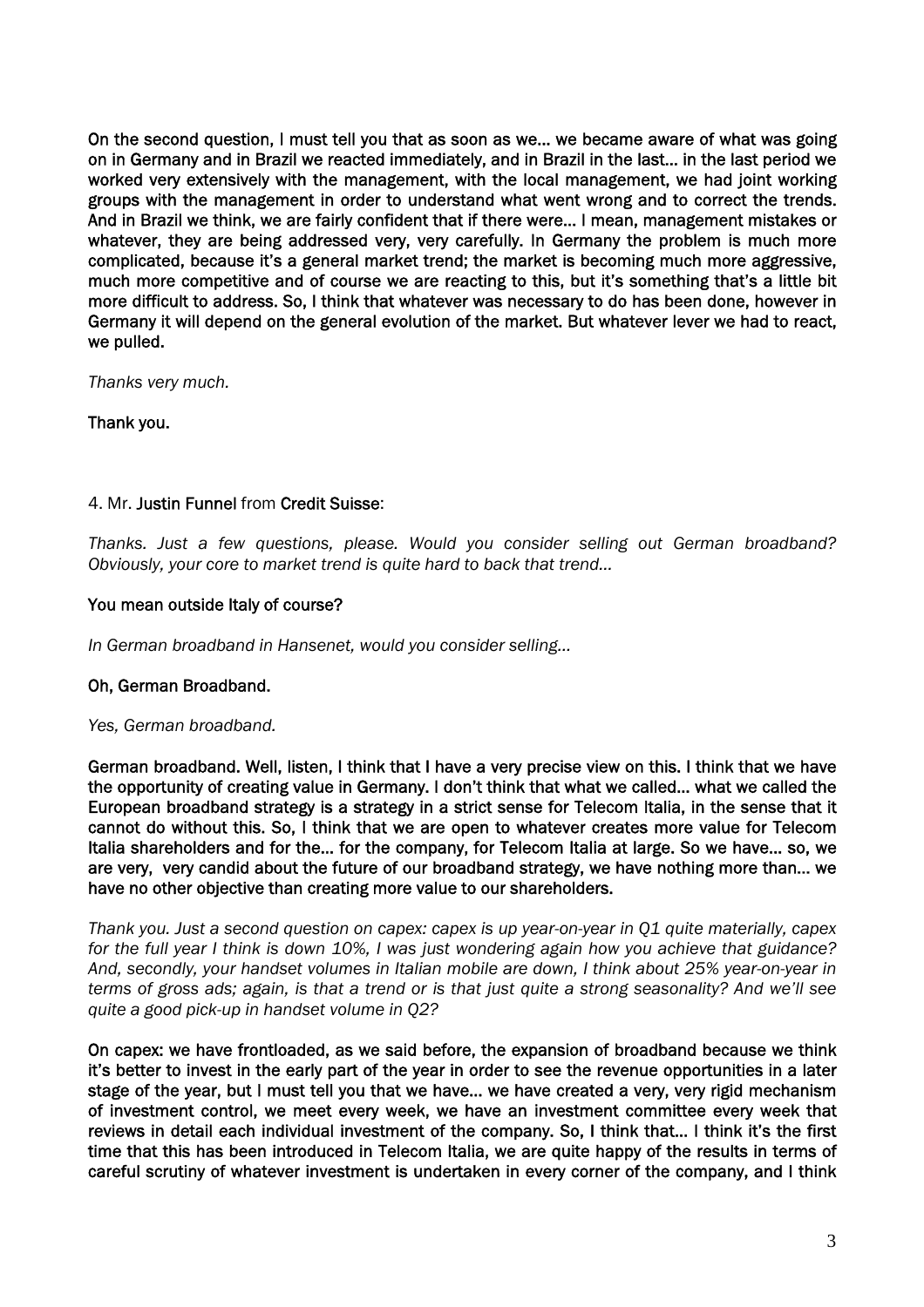**On the second question, I must tell you that as soon as we… we became aware of what was going on in Germany and in Brazil we reacted immediately, and in Brazil in the last… in the last period we worked very extensively with the management, with the local management, we had joint working groups with the management in order to understand what went wrong and to correct the trends. And in Brazil we think, we are fairly confident that if there were… I mean, management mistakes or whatever, they are being addressed very, very carefully. In Germany the problem is much more complicated, because it's a general market trend; the market is becoming much more aggressive, much more competitive and of course we are reacting to this, but it's something that's a little bit more difficult to address. So, I think that whatever was necessary to do has been done, however in Germany it will depend on the general evolution of the market. But whatever lever we had to react, we pulled.**

*Thanks very much.*

**Thank you.**

4. Mr. **Justin Funnel** from **Credit Suisse**:

*Thanks. Just a few questions, please. Would you consider selling out German broadband? Obviously, your core to market trend is quite hard to back that trend…*

**You mean outside Italy of course?**

*In German broadband in Hansenet, would you consider selling…*

**Oh, German Broadband.**

*Yes, German broadband.*

**German broadband. Well, listen, I think that I have a very precise view on this. I think that we have the opportunity of creating value in Germany. I don't think that what we called… what we called the European broadband strategy is a strategy in a strict sense for Telecom Italia, in the sense that it cannot do without this. So, I think that we are open to whatever creates more value for Telecom Italia shareholders and for the… for the company, for Telecom Italia at large. So we have… so, we are very, very candid about the future of our broadband strategy, we have nothing more than… we have no other objective than creating more value to our shareholders.**

*Thank you. Just a second question on capex: capex is up year-on-year in Q1 quite materially, capex for the full year I think is down 10%, I was just wondering again how you achieve that guidance? And, secondly, your handset volumes in Italian mobile are down, I think about 25% year-on-year in terms of gross ads; again, is that a trend or is that just quite a strong seasonality? And we'll see quite a good pick-up in handset volume in Q2?*

**On capex: we have frontloaded, as we said before, the expansion of broadband because we think it's better to invest in the early part of the year in order to see the revenue opportunities in a later stage of the year, but I must tell you that we have… we have created a very, very rigid mechanism of investment control, we meet every week, we have an investment committee every week that reviews in detail each individual investment of the company. So, I think that… I think it's the first time that this has been introduced in Telecom Italia, we are quite happy of the results in terms of careful scrutiny of whatever investment is undertaken in every corner of the company, and I think**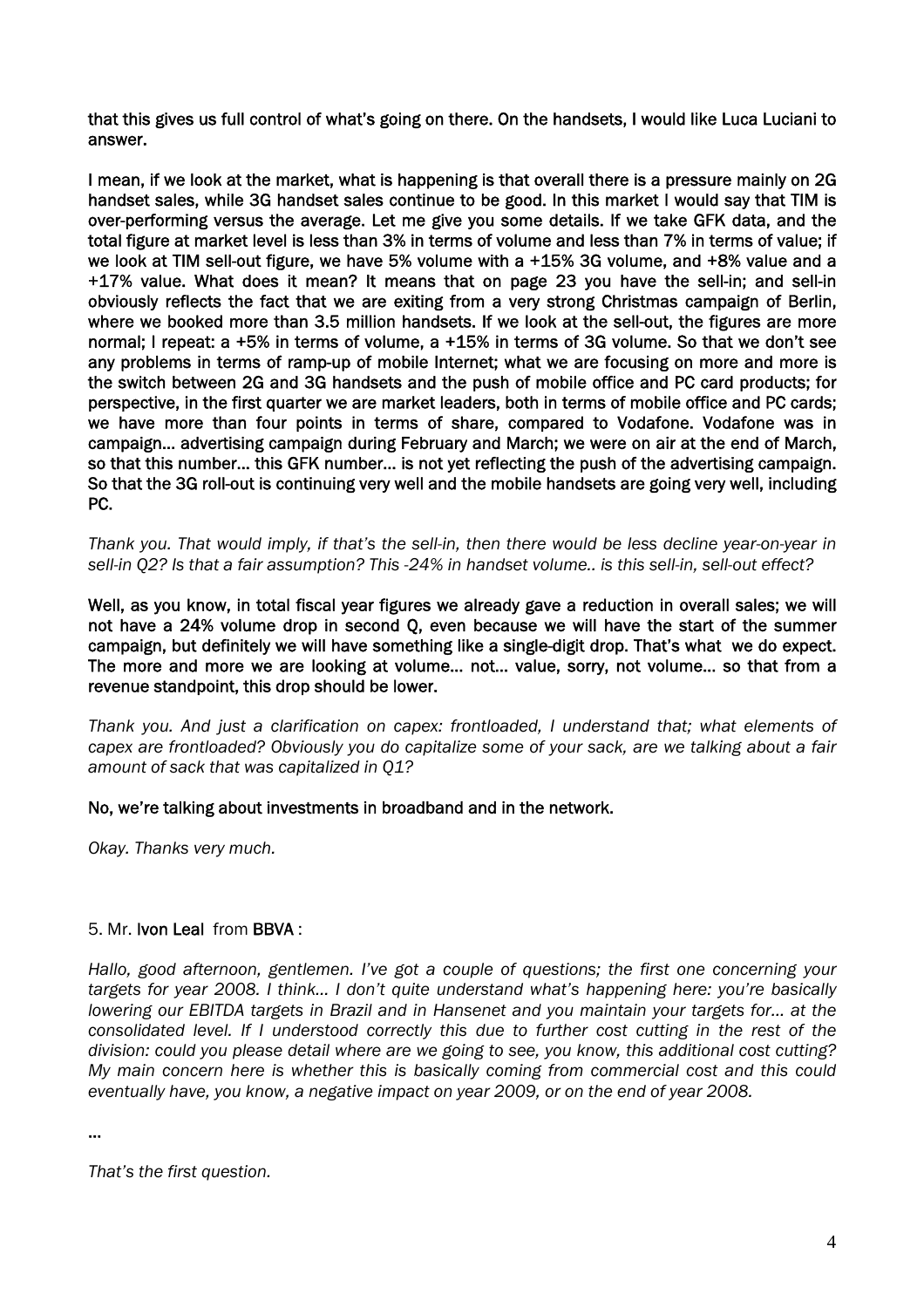**that this gives us full control of what's going on there. On the handsets, I would like Luca Luciani to answer.**

**I mean, if we look at the market, what is happening is that overall there is a pressure mainly on 2G handset sales, while 3G handset sales continue to be good. In this market I would say that TIM is over-performing versus the average. Let me give you some details. If we take GFK data, and the total figure at market level is less than 3% in terms of volume and less than 7% in terms of value; if we look at TIM sell-out figure, we have 5% volume with a +15% 3G volume, and +8% value and a +17% value. What does it mean? It means that on page 23 you have the sell-in; and sell-in obviously reflects the fact that we are exiting from a very strong Christmas campaign of Berlin, where we booked more than 3.5 million handsets. If we look at the sell-out, the figures are more normal; I repeat: a +5% in terms of volume, a +15% in terms of 3G volume. So that we don't see any problems in terms of ramp-up of mobile Internet; what we are focusing on more and more is the switch between 2G and 3G handsets and the push of mobile office and PC card products; for perspective, in the first quarter we are market leaders, both in terms of mobile office and PC cards; we have more than four points in terms of share, compared to Vodafone. Vodafone was in campaign… advertising campaign during February and March; we were on air at the end of March, so that this number… this GFK number… is not yet reflecting the push of the advertising campaign. So that the 3G roll-out is continuing very well and the mobile handsets are going very well, including PC.**

*Thank you. That would imply, if that's the sell-in, then there would be less decline year-on-year in sell-in Q2? Is that a fair assumption? This -24% in handset volume.. is this sell-in, sell-out effect?*

**Well, as you know, in total fiscal year figures we already gave a reduction in overall sales; we will not have a 24% volume drop in second Q, even because we will have the start of the summer campaign, but definitely we will have something like a single-digit drop. That's what we do expect. The more and more we are looking at volume… not… value, sorry, not volume… so that from a revenue standpoint, this drop should be lower.**

*Thank you. And just a clarification on capex: frontloaded, I understand that; what elements of capex are frontloaded? Obviously you do capitalize some of your sack, are we talking about a fair amount of sack that was capitalized in Q1?*

**No, we're talking about investments in broadband and in the network.**

*Okay. Thanks very much.*

5. Mr. **Ivon Leal** from **BBVA** :

*Hallo, good afternoon, gentlemen. I've got a couple of questions; the first one concerning your targets for year 2008. I think… I don't quite understand what's happening here: you're basically lowering our EBITDA targets in Brazil and in Hansenet and you maintain your targets for… at the consolidated level. If I understood correctly this due to further cost cutting in the rest of the division: could you please detail where are we going to see, you know, this additional cost cutting? My main concern here is whether this is basically coming from commercial cost and this could eventually have, you know, a negative impact on year 2009, or on the end of year 2008.*

…

*That's the first question.*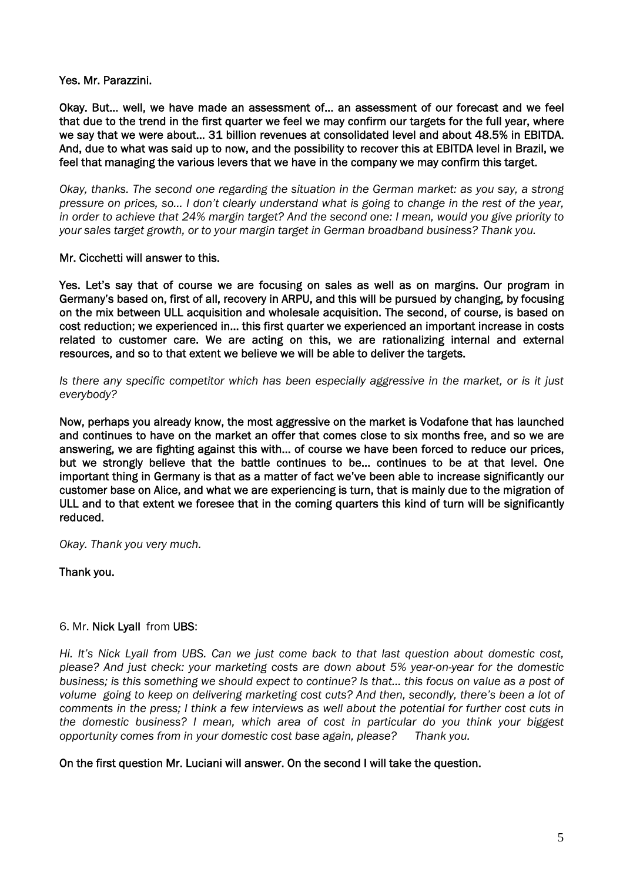**Yes. Mr. Parazzini.**

**Okay. But… well, we have made an assessment of… an assessment of our forecast and we feel that due to the trend in the first quarter we feel we may confirm our targets for the full year, where we say that we were about… 31 billion revenues at consolidated level and about 48.5% in EBITDA. And, due to what was said up to now, and the possibility to recover this at EBITDA level in Brazil, we feel that managing the various levers that we have in the company we may confirm this target.**

*Okay, thanks. The second one regarding the situation in the German market: as you say, a strong pressure on prices, so… I don't clearly understand what is going to change in the rest of the year, in order to achieve that 24% margin target? And the second one: I mean, would you give priority to your sales target growth, or to your margin target in German broadband business? Thank you.*

**Mr. Cicchetti will answer to this.**

**Yes. Let's say that of course we are focusing on sales as well as on margins. Our program in Germany's based on, first of all, recovery in ARPU, and this will be pursued by changing, by focusing on the mix between ULL acquisition and wholesale acquisition. The second, of course, is based on cost reduction; we experienced in… this first quarter we experienced an important increase in costs related to customer care. We are acting on this, we are rationalizing internal and external resources, and so to that extent we believe we will be able to deliver the targets.**

*Is there any specific competitor which has been especially aggressive in the market, or is it just everybody?*

**Now, perhaps you already know, the most aggressive on the market is Vodafone that has launched and continues to have on the market an offer that comes close to six months free, and so we are answering, we are fighting against this with… of course we have been forced to reduce our prices, but we strongly believe that the battle continues to be… continues to be at that level. One important thing in Germany is that as a matter of fact we've been able to increase significantly our customer base on Alice, and what we are experiencing is turn, that is mainly due to the migration of ULL and to that extent we foresee that in the coming quarters this kind of turn will be significantly reduced.**

*Okay. Thank you very much.*

**Thank you.**

6. Mr. **Nick Lyall** from **UBS**:

*Hi. It's Nick Lyall from UBS. Can we just come back to that last question about domestic cost, please? And just check: your marketing costs are down about 5% year-on-year for the domestic business; is this something we should expect to continue? Is that… this focus on value as a post of volume going to keep on delivering marketing cost cuts? And then, secondly, there's been a lot of comments in the press; I think a few interviews as well about the potential for further cost cuts in the domestic business? I mean, which area of cost in particular do you think your biggest opportunity comes from in your domestic cost base again, please? Thank you.*

**On the first question Mr. Luciani will answer. On the second I will take the question.**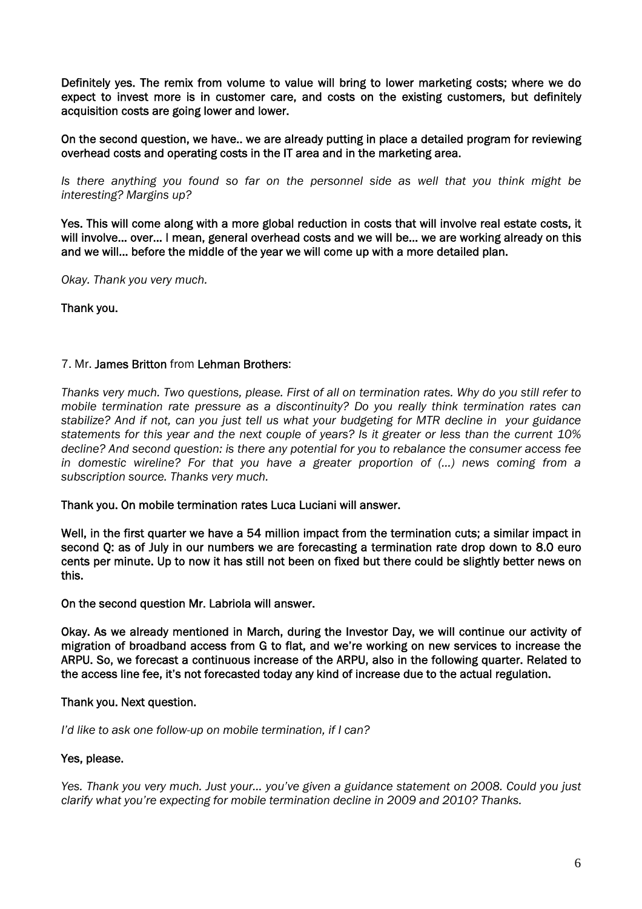**Definitely yes. The remix from volume to value will bring to lower marketing costs; where we do expect to invest more is in customer care, and costs on the existing customers, but definitely acquisition costs are going lower and lower.**

**On the second question, we have.. we are already putting in place a detailed program for reviewing overhead costs and operating costs in the IT area and in the marketing area.**

*Is there anything you found so far on the personnel side as well that you think might be interesting? Margins up?*

**Yes. This will come along with a more global reduction in costs that will involve real estate costs, it will involve… over… I mean, general overhead costs and we will be… we are working already on this and we will… before the middle of the year we will come up with a more detailed plan.**

*Okay. Thank you very much.*

**Thank you.**

7. Mr. **James Britton** from **Lehman Brothers**:

*Thanks very much. Two questions, please. First of all on termination rates. Why do you still refer to mobile termination rate pressure as a discontinuity? Do you really think termination rates can stabilize? And if not, can you just tell us what your budgeting for MTR decline in your guidance statements for this year and the next couple of years? Is it greater or less than the current 10% decline? And second question: is there any potential for you to rebalance the consumer access fee in domestic wireline? For that you have a greater proportion of (…) news coming from a subscription source. Thanks very much.*

**Thank you. On mobile termination rates Luca Luciani will answer.**

**Well, in the first quarter we have a 54 million impact from the termination cuts; a similar impact in second Q: as of July in our numbers we are forecasting a termination rate drop down to 8.0 euro cents per minute. Up to now it has still not been on fixed but there could be slightly better news on this.**

**On the second question Mr. Labriola will answer.**

**Okay. As we already mentioned in March, during the Investor Day, we will continue our activity of migration of broadband access from G to flat, and we're working on new services to increase the ARPU. So, we forecast a continuous increase of the ARPU, also in the following quarter. Related to the access line fee, it's not forecasted today any kind of increase due to the actual regulation.**

**Thank you. Next question.**

*I'd like to ask one follow-up on mobile termination, if I can?*

**Yes, please.**

*Yes. Thank you very much. Just your… you've given a guidance statement on 2008. Could you just clarify what you're expecting for mobile termination decline in 2009 and 2010? Thanks.*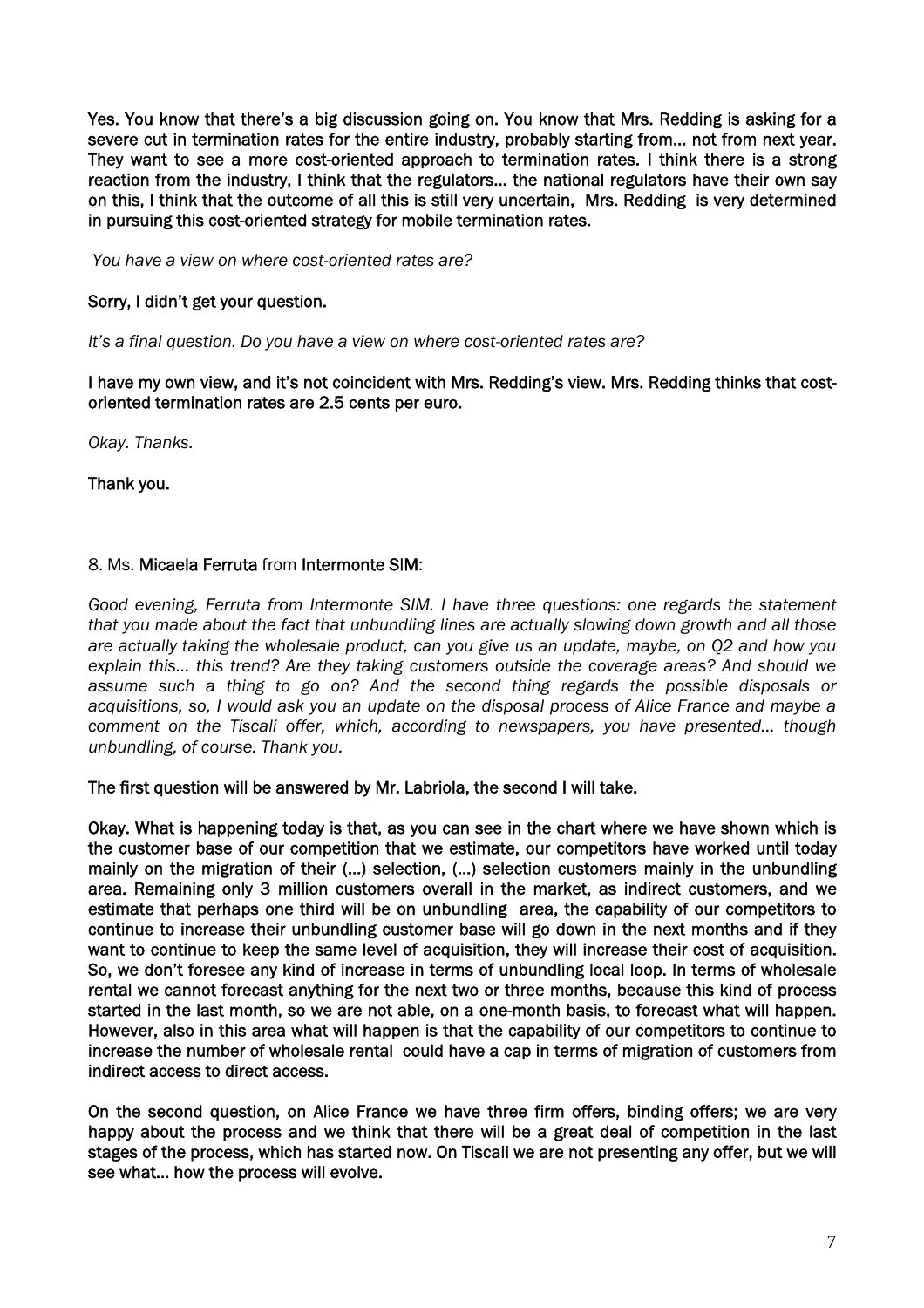**Yes. You know that there's a big discussion going on. You know that Mrs. Redding is asking for a severe cut in termination rates for the entire industry, probably starting from… not from next year. They want to see a more cost-oriented approach to termination rates. I think there is a strong reaction from the industry, I think that the regulators… the national regulators have their own say on this, I think that the outcome of all this is still very uncertain, Mrs. Redding is very determined in pursuing this cost-oriented strategy for mobile termination rates.**

*You have a view on where cost-oriented rates are?*

**Sorry, I didn't get your question.**

*It's a final question. Do you have a view on where cost-oriented rates are?*

**I have my own view, and it's not coincident with Mrs. Redding's view. Mrs. Redding thinks that cost-oriented termination rates are 2.5 cents per euro.**

*Okay. Thanks.*

**Thank you.**

8. Ms. **Micaela Ferruta** from **Intermonte SIM**:

*Good evening, Ferruta from Intermonte SIM. I have three questions: one regards the statement that you made about the fact that unbundling lines are actually slowing down growth and all those are actually taking the wholesale product, can you give us an update, maybe, on Q2 and how you explain this… this trend? Are they taking customers outside the coverage areas? And should we assume such a thing to go on? And the second thing regards the possible disposals or acquisitions, so, I would ask you an update on the disposal process of Alice France and maybe a comment on the Tiscali offer, which, according to newspapers, you have presented… though unbundling, of course. Thank you.*

**The first question will be answered by Mr. Labriola, the second I will take.**

**Okay. What is happening today is that, as you can see in the chart where we have shown which is the customer base of our competition that we estimate, our competitors have worked until today mainly on the migration of their (…) selection, (…) selection customers mainly in the unbundling area. Remaining only 3 million customers overall in the market, as indirect customers, and we estimate that perhaps one third will be on unbundling area, the capability of our competitors to continue to increase their unbundling customer base will go down in the next months and if they want to continue to keep the same level of acquisition, they will increase their cost of acquisition. So, we don't foresee any kind of increase in terms of unbundling local loop. In terms of wholesale rental we cannot forecast anything for the next two or three months, because this kind of process started in the last month, so we are not able, on a one-month basis, to forecast what will happen. However, also in this area what will happen is that the capability of our competitors to continue to increase the number of wholesale rental could have a cap in terms of migration of customers from indirect access to direct access.**

**On the second question, on Alice France we have three firm offers, binding offers; we are very happy about the process and we think that there will be a great deal of competition in the last stages of the process, which has started now. On Tiscali we are not presenting any offer, but we will see what… how the process will evolve.**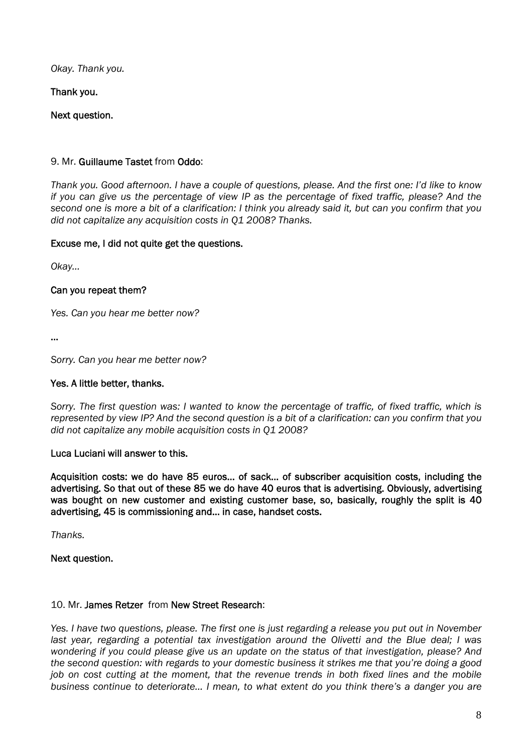*Okay. Thank you.*

**Thank you.**

**Next question.**

9. Mr. **Guillaume Tastet** from **Oddo**:

*Thank you. Good afternoon. I have a couple of questions, please. And the first one: I'd like to know if you can give us the percentage of view IP as the percentage of fixed traffic, please? And the second one is more a bit of a clarification: I think you already said it, but can you confirm that you did not capitalize any acquisition costs in Q1 2008? Thanks.*

**Excuse me, I did not quite get the questions.**

*Okay...*

**Can you repeat them?**

*Yes. Can you hear me better now?*

**...**

*Sorry. Can you hear me better now?*

**Yes. A little better, thanks.**

*Sorry. The first question was: I wanted to know the percentage of traffic, of fixed traffic, which is represented by view IP? And the second question is a bit of a clarification: can you confirm that you did not capitalize any mobile acquisition costs in Q1 2008?*

**Luca Luciani will answer to this.**

**Acquisition costs: we do have 85 euros... of sack... of subscriber acquisition costs, including the advertising. So that out of these 85 we do have 40 euros that is advertising. Obviously, advertising was bought on new customer and existing customer base, so, basically, roughly the split is 40 advertising, 45 is commissioning and... in case, handset costs.**

*Thanks.*

**Next question.**

10. Mr. **James Retzer** from **New Street Research**:

*Yes. I have two questions, please. The first one is just regarding a release you put out in November last year, regarding a potential tax investigation around the Olivetti and the Blue deal; I was wondering if you could please give us an update on the status of that investigation, please? And the second question: with regards to your domestic business it strikes me that you're doing a good job on cost cutting at the moment, that the revenue trends in both fixed lines and the mobile business continue to deteriorate... I mean, to what extent do you think there's a danger you are*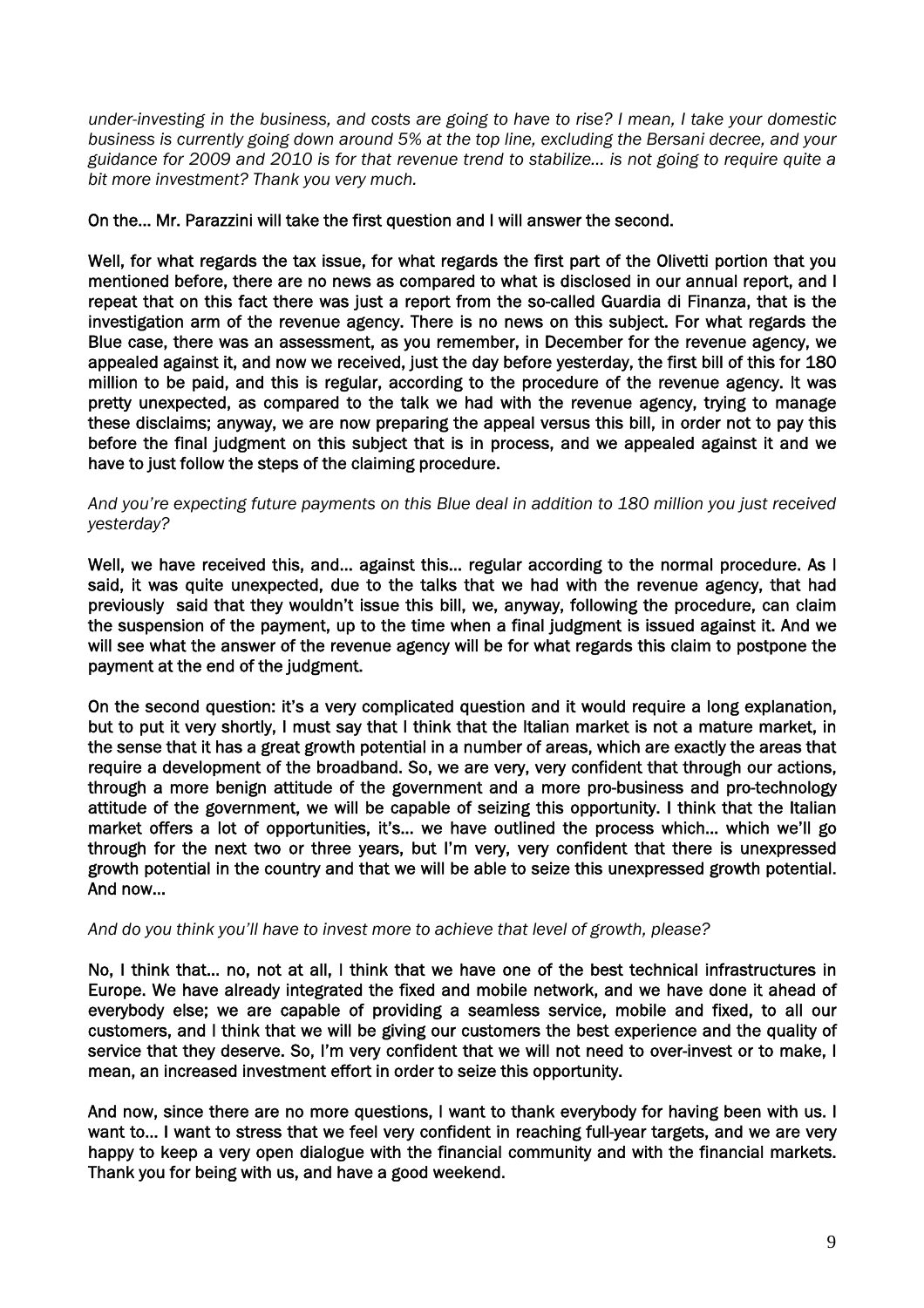*under-investing in the business, and costs are going to have to rise? I mean, I take your domestic business is currently going down around 5% at the top line, excluding the Bersani decree, and your guidance for 2009 and 2010 is for that revenue trend to stabilize… is not going to require quite a bit more investment? Thank you very much.*

**On the… Mr. Parazzini will take the first question and I will answer the second.**

**Well, for what regards the tax issue, for what regards the first part of the Olivetti portion that you mentioned before, there are no news as compared to what is disclosed in our annual report, and I repeat that on this fact there was just a report from the so-called Guardia di Finanza, that is the investigation arm of the revenue agency. There is no news on this subject. For what regards the Blue case, there was an assessment, as you remember, in December for the revenue agency, we appealed against it, and now we received, just the day before yesterday, the first bill of this for 180 million to be paid, and this is regular, according to the procedure of the revenue agency. It was pretty unexpected, as compared to the talk we had with the revenue agency, trying to manage these disclaims; anyway, we are now preparing the appeal versus this bill, in order not to pay this before the final judgment on this subject that is in process, and we appealed against it and we have to just follow the steps of the claiming procedure.**

*And you're expecting future payments on this Blue deal in addition to 180 million you just received yesterday?*

**Well, we have received this, and… against this… regular according to the normal procedure. As I said, it was quite unexpected, due to the talks that we had with the revenue agency, that had previously said that they wouldn't issue this bill, we, anyway, following the procedure, can claim the suspension of the payment, up to the time when a final judgment is issued against it. And we will see what the answer of the revenue agency will be for what regards this claim to postpone the payment at the end of the judgment.**

**On the second question: it's a very complicated question and it would require a long explanation, but to put it very shortly, I must say that I think that the Italian market is not a mature market, in the sense that it has a great growth potential in a number of areas, which are exactly the areas that require a development of the broadband. So, we are very, very confident that through our actions, through a more benign attitude of the government and a more pro-business and pro-technology attitude of the government, we will be capable of seizing this opportunity. I think that the Italian market offers a lot of opportunities, it's… we have outlined the process which… which we'll go through for the next two or three years, but I'm very, very confident that there is unexpressed growth potential in the country and that we will be able to seize this unexpressed growth potential. And now…**

*And do you think you'll have to invest more to achieve that level of growth, please?*

**No, I think that… no, not at all, I think that we have one of the best technical infrastructures in Europe. We have already integrated the fixed and mobile network, and we have done it ahead of everybody else; we are capable of providing a seamless service, mobile and fixed, to all our customers, and I think that we will be giving our customers the best experience and the quality of service that they deserve. So, I'm very confident that we will not need to over-invest or to make, I mean, an increased investment effort in order to seize this opportunity.**

**And now, since there are no more questions, I want to thank everybody for having been with us. I want to… I want to stress that we feel very confident in reaching full-year targets, and we are very happy to keep a very open dialogue with the financial community and with the financial markets. Thank you for being with us, and have a good weekend.**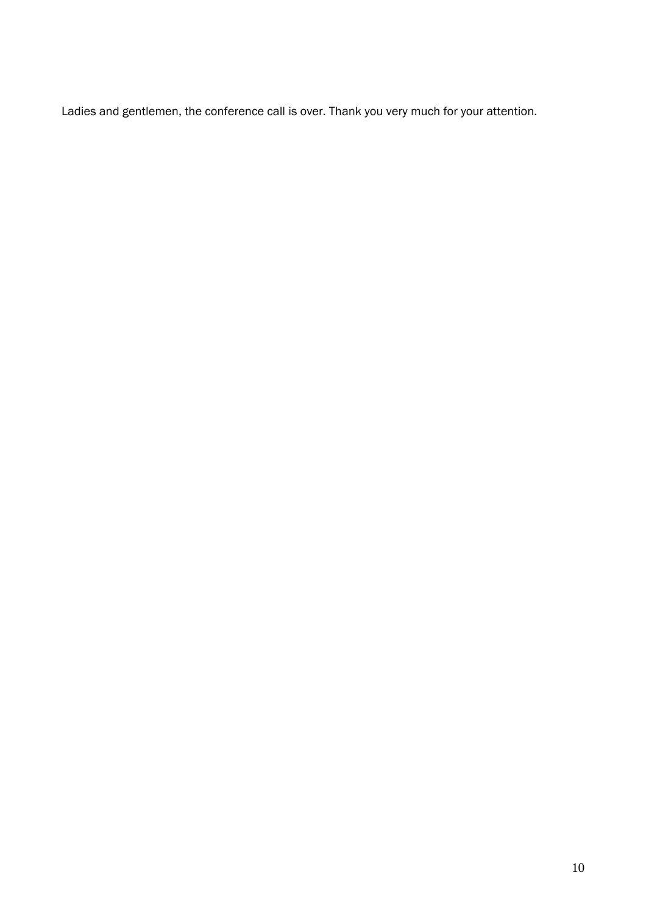Ladies and gentlemen, the conference call is over. Thank you very much for your attention.